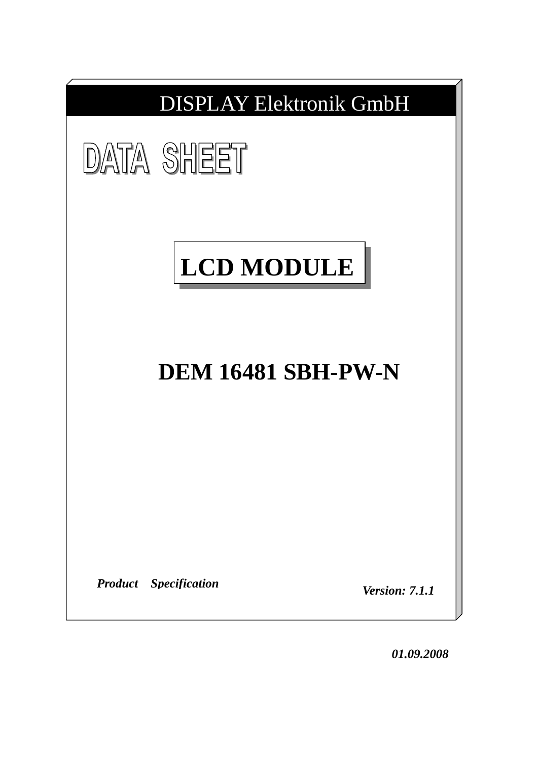DISPLAY Elektronik GmbH

# DATA SHEET

## LCD MODULE

## DEM 16481 SBH-PW-N

***Product Specification***

***Version: 7.1.1***

***01.09.2008***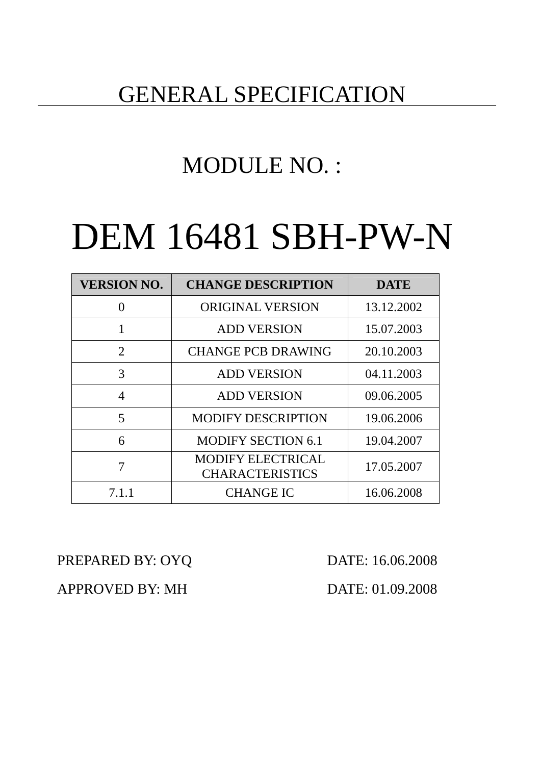# GENERAL SPECIFICATION

## MODULE NO. :

# DEM 16481 SBH-PW-N

| VERSION NO. | CHANGE DESCRIPTION | DATE |
|---|---|---|
| 0 | ORIGINAL VERSION | 13.12.2002 |
| 1 | ADD VERSION | 15.07.2003 |
| 2 | CHANGE PCB DRAWING | 20.10.2003 |
| 3 | ADD VERSION | 04.11.2003 |
| 4 | ADD VERSION | 09.06.2005 |
| 5 | MODIFY DESCRIPTION | 19.06.2006 |
| 6 | MODIFY SECTION 6.1 | 19.04.2007 |
| 7 | MODIFY ELECTRICAL CHARACTERISTICS | 17.05.2007 |
| 7.1.1 | CHANGE IC | 16.06.2008 |

PREPARED BY: OYQ DATE: 16.06.2008

APPROVED BY: MH DATE: 01.09.2008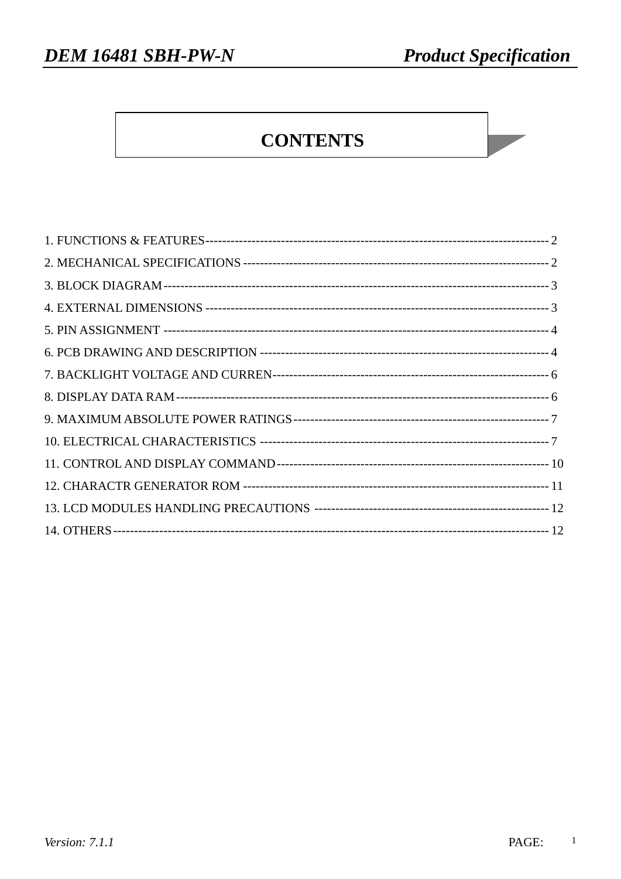# CONTENTS

1. FUNCTIONS & FEATURES---------------------------------------------------------------------------------- 2
2. MECHANICAL SPECIFICATIONS ----------------------------------------------------------------------- 2
3. BLOCK DIAGRAM----------------------------------------------------------------------------------------- 3
4. EXTERNAL DIMENSIONS ------------------------------------------------------------------------------- 3
5. PIN ASSIGNMENT ----------------------------------------------------------------------------------------- 4
6. PCB DRAWING AND DESCRIPTION ---------------------------------------------------------------- 4
7. BACKLIGHT VOLTAGE AND CURREN---------------------------------------------------------------- 6
8. DISPLAY DATA RAM------------------------------------------------------------------------------------- 6
9. MAXIMUM ABSOLUTE POWER RATINGS--------------------------------------------------------- 7
10. ELECTRICAL CHARACTERISTICS -------------------------------------------------------------- 7
11. CONTROL AND DISPLAY COMMAND------------------------------------------------------------ 10
12. CHARACTR GENERATOR ROM ---------------------------------------------------------------- 11
13. LCD MODULES HANDLING PRECAUTIONS --------------------------------------------------- 12
14. OTHERS---------------------------------------------------------------------------------------------- 12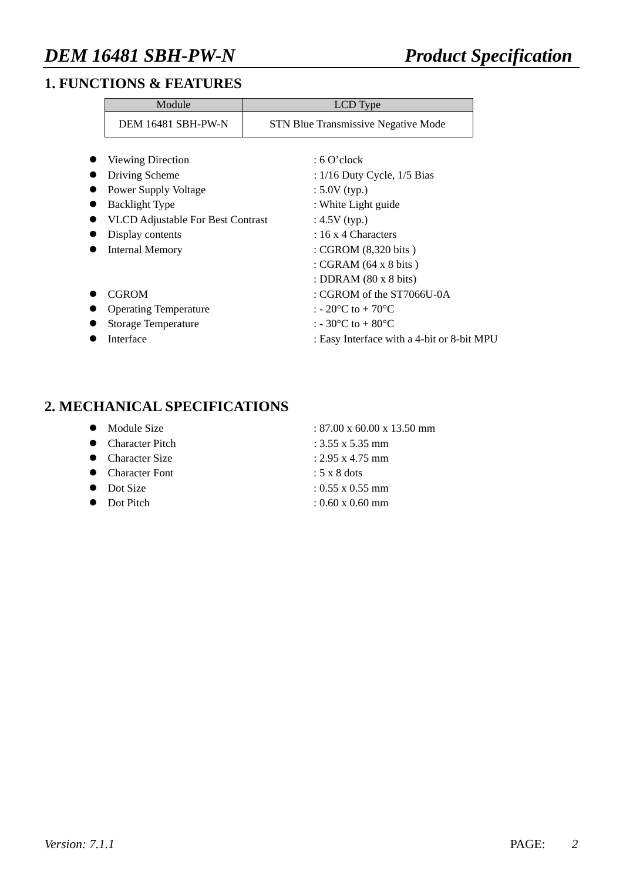## 1. FUNCTIONS & FEATURES

| Module | LCD Type |
|---|---|
| DEM 16481 SBH-PW-N | STN Blue Transmissive Negative Mode |

- Viewing Direction : 6 O'clock
- Driving Scheme : 1/16 Duty Cycle, 1/5 Bias
- Power Supply Voltage : 5.0V (typ.)
- Backlight Type : White Light guide
- VLCD Adjustable For Best Contrast : 4.5V (typ.)
- Display contents : 16 x 4 Characters
- Internal Memory : CGROM (8,320 bits )
  : CGRAM (64 x 8 bits )
  : DDRAM (80 x 8 bits)
- CGROM : CGROM of the ST7066U-0A
- Operating Temperature : - 20°C to + 70°C
- Storage Temperature : - 30°C to + 80°C
- Interface : Easy Interface with a 4-bit or 8-bit MPU

## 2. MECHANICAL SPECIFICATIONS

- Module Size : 87.00 x 60.00 x 13.50 mm
- Character Pitch : 3.55 x 5.35 mm
- Character Size : 2.95 x 4.75 mm
- Character Font : 5 x 8 dots
- Dot Size : 0.55 x 0.55 mm
- Dot Pitch : 0.60 x 0.60 mm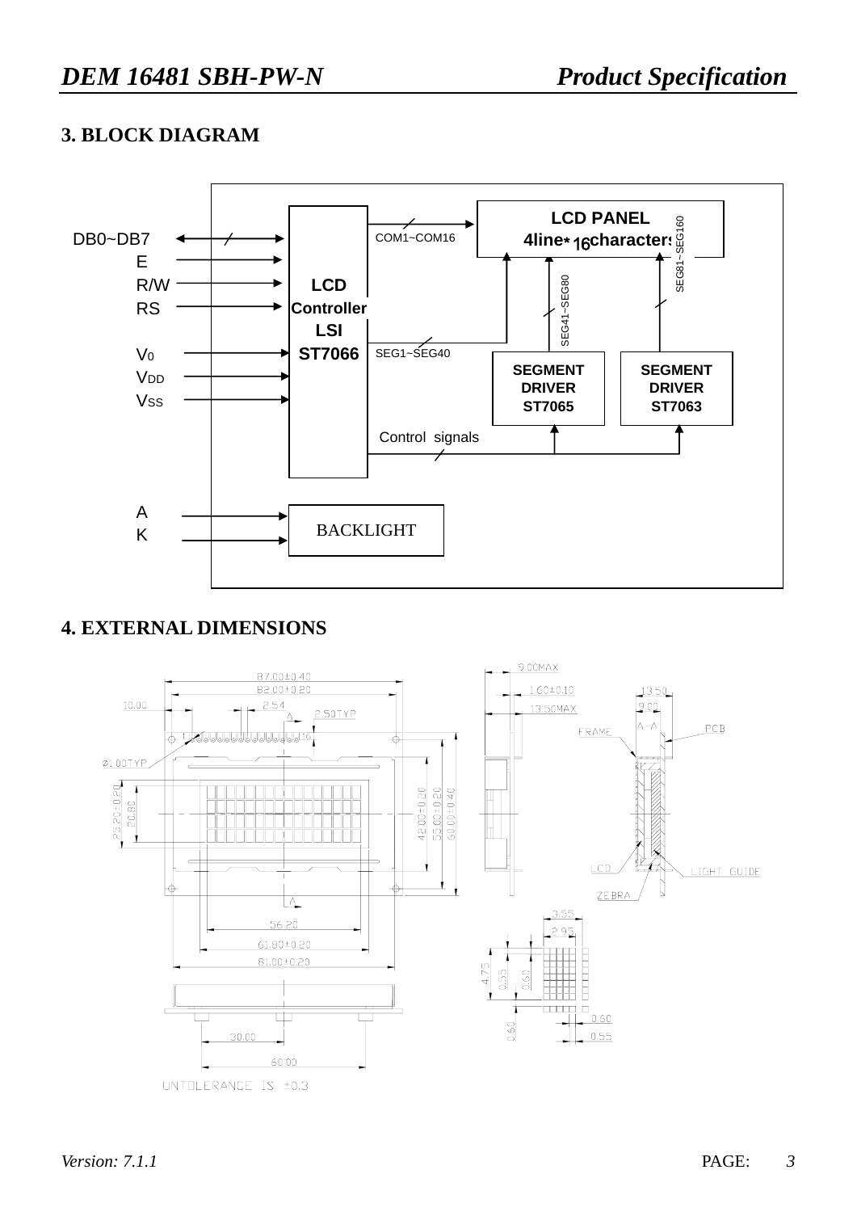## 3. BLOCK DIAGRAM

DB0~DB7
E
R/W
RS

$V_0$
$V_{DD}$
$V_{SS}$

LCD Controller LSI ST7066

COM1~COM16

LCD PANEL
4line* 16characters

SEG1~SEG40

SEG41~SEG80

SEG81~SEG160

SEGMENT DRIVER ST7065

SEGMENT DRIVER ST7063

Control signals

A
K

BACKLIGHT

## 4. EXTERNAL DIMENSIONS

87.00±0.40
82.00±0.20
10.00
2.54
2.50TYP
Ø1.00TYP
25.20±0.20
20.80
42.00±0.20
55.00±0.20
60.00±0.40
56.20
61.80±0.20
81.00±0.20
30.00
60.00
9.00MAX
1.60±0.10
13.50MAX
13.50
9.00
A-A
FRAME
PCB
LCD
LIGHT GUIDE
ZEBRA
3.55
2.95
4.75
0.55
0.60
0.60
0.60
0.55

UNTOLERANCE IS ±0.3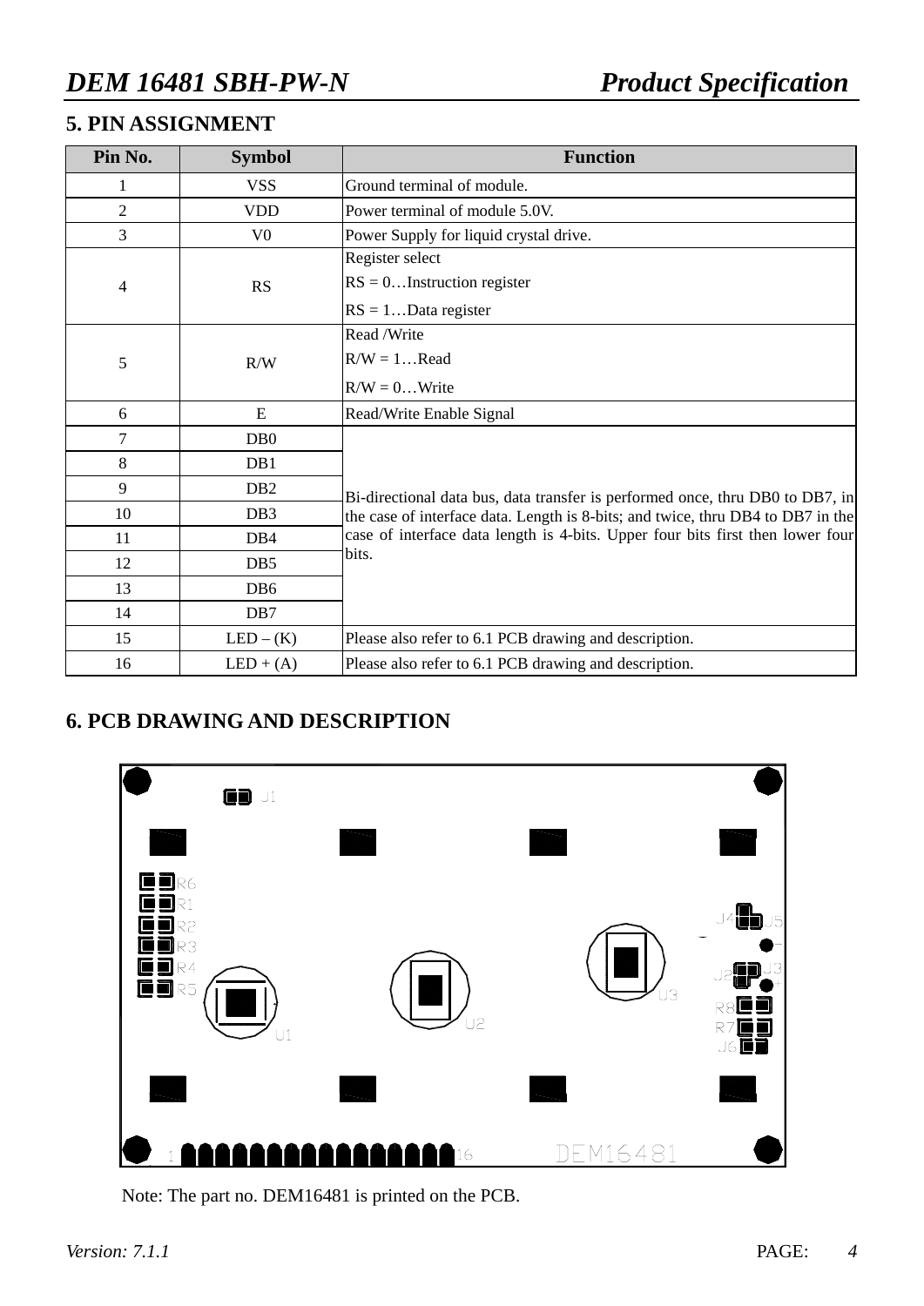## 5. PIN ASSIGNMENT

| Pin No. | Symbol | Function |
|---|---|---|
| 1 | VSS | Ground terminal of module. |
| 2 | VDD | Power terminal of module 5.0V. |
| 3 | V0 | Power Supply for liquid crystal drive. |
| 4 | RS | Register select<br>RS = 0…Instruction register<br>RS = 1…Data register |
| 5 | R/W | Read /Write<br>R/W = 1…Read<br>R/W = 0…Write |
| 6 | E | Read/Write Enable Signal |
| 7 | DB0 | Bi-directional data bus, data transfer is performed once, thru DB0 to DB7, in the case of interface data. Length is 8-bits; and twice, thru DB4 to DB7 in the case of interface data length is 4-bits. Upper four bits first then lower four bits. |
| 8 | DB1 | |
| 9 | DB2 | |
| 10 | DB3 | |
| 11 | DB4 | |
| 12 | DB5 | |
| 13 | DB6 | |
| 14 | DB7 | |
| 15 | LED – (K) | Please also refer to 6.1 PCB drawing and description. |
| 16 | LED + (A) | Please also refer to 6.1 PCB drawing and description. |

## 6. PCB DRAWING AND DESCRIPTION

J1 R6 R1 R2 R3 R4 R5 U1 U2 U3 J4 J5 J2 J3 R8 R7 J6 1 16 DEM16481

Note: The part no. DEM16481 is printed on the PCB.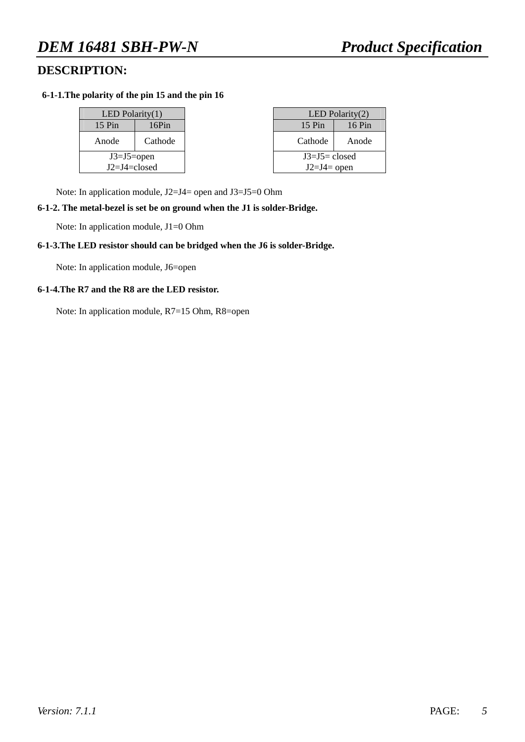## DESCRIPTION:

**6-1-1.The polarity of the pin 15 and the pin 16**

| LED Polarity(1) | |
|---|---|
| 15 Pin | 16Pin |
| Anode | Cathode |
| J3=J5=open<br>J2=J4=closed | |

| LED Polarity(2) | |
|---|---|
| 15 Pin | 16 Pin |
| Cathode | Anode |
| J3=J5= closed<br>J2=J4= open | |

Note: In application module, J2=J4= open and J3=J5=0 Ohm

**6-1-2. The metal-bezel is set be on ground when the J1 is solder-Bridge.**

Note: In application module, J1=0 Ohm

**6-1-3.The LED resistor should can be bridged when the J6 is solder-Bridge.**

Note: In application module, J6=open

**6-1-4.The R7 and the R8 are the LED resistor.**

Note: In application module, R7=15 Ohm, R8=open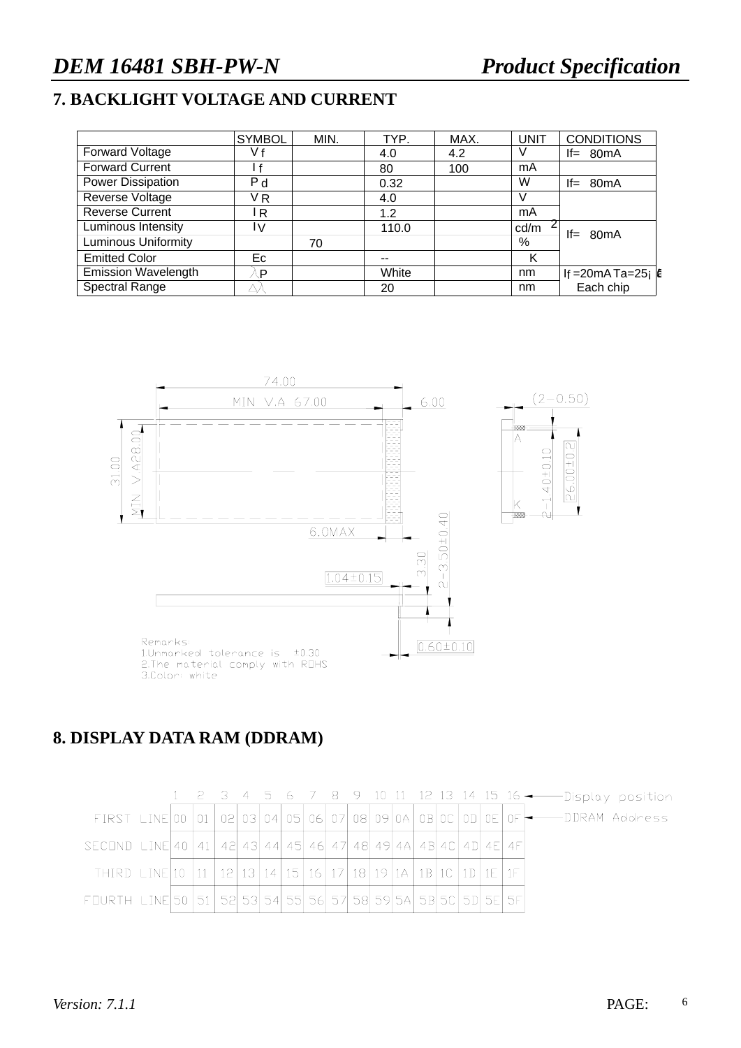## 7. BACKLIGHT VOLTAGE AND CURRENT

| | SYMBOL | MIN. | TYP. | MAX. | UNIT | CONDITIONS |
|---|---|---|---|---|---|---|
| Forward Voltage | $V_f$ | | 4.0 | 4.2 | V | If= 80mA |
| Forward Current | $I_f$ | | 80 | 100 | mA | |
| Power Dissipation | $P_d$ | | 0.32 | | W | If= 80mA |
| Reverse Voltage | $V_R$ | | 4.0 | | V | |
| Reverse Current | $I_R$ | | 1.2 | | mA | |
| Luminous Intensity | $I_V$ | | 110.0 | | $cd/m^2$ | If= 80mA |
| Luminous Uniformity | | 70 | | | % | |
| Emitted Color | Ec | | -- | | K | |
| Emission Wavelength | $\lambda_P$ | | White | | nm | If =20mA Ta=25¡ æ |
| Spectral Range | $\Delta\lambda$ | | 20 | | nm | Each chip |

Remarks:
1.Unmarked tolerance is ±0.30
2.The material comply with ROHS
3.Color: white

## 8. DISPLAY DATA RAM (DDRAM)

| Display position | 1 | 2 | 3 | 4 | 5 | 6 | 7 | 8 | 9 | 10 | 11 | 12 | 13 | 14 | 15 | 16 |
|---|---|---|---|---|---|---|---|---|---|---|---|---|---|---|---|---|
| FIRST LINE | 00 | 01 | 02 | 03 | 04 | 05 | 06 | 07 | 08 | 09 | 0A | 0B | 0C | 0D | 0E | 0F |
| SECOND LINE | 40 | 41 | 42 | 43 | 44 | 45 | 46 | 47 | 48 | 49 | 4A | 4B | 4C | 4D | 4E | 4F |
| THIRD LINE | 10 | 11 | 12 | 13 | 14 | 15 | 16 | 17 | 18 | 19 | 1A | 1B | 1C | 1D | 1E | 1F |
| FOURTH LINE | 50 | 51 | 52 | 53 | 54 | 55 | 56 | 57 | 58 | 59 | 5A | 5B | 5C | 5D | 5E | 5F |

(Row values: DDRAM Address)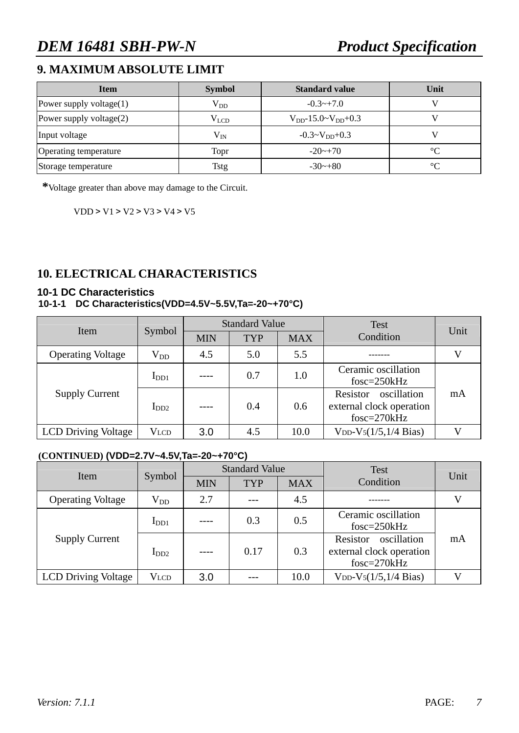## 9. MAXIMUM ABSOLUTE LIMIT

| Item | Symbol | Standard value | Unit |
|---|---|---|---|
| Power supply voltage(1) | $V_{DD}$ | -0.3~+7.0 | V |
| Power supply voltage(2) | $V_{LCD}$ | $V_{DD}$-15.0~$V_{DD}$+0.3 | V |
| Input voltage | $V_{IN}$ | -0.3~$V_{DD}$+0.3 | V |
| Operating temperature | Topr | -20~+70 | °C |
| Storage temperature | Tstg | -30~+80 | °C |

*Voltage greater than above may damage to the Circuit.

VDD > V1 > V2 > V3 > V4 > V5

## 10. ELECTRICAL CHARACTERISTICS

### 10-1 DC Characteristics

#### 10-1-1 DC Characteristics(VDD=4.5V~5.5V,Ta=-20~+70°C)

| Item | Symbol | Standard Value | | | Test Condition | Unit |
|---|---|---|---|---|---|---|
| | | MIN | TYP | MAX | | |
| Operating Voltage | $V_{DD}$ | 4.5 | 5.0 | 5.5 | ------- | V |
| Supply Current | $I_{DD1}$ | ---- | 0.7 | 1.0 | Ceramic oscillation fosc=250kHz | mA |
| | $I_{DD2}$ | ---- | 0.4 | 0.6 | Resistor oscillation external clock operation fosc=270kHz | |
| LCD Driving Voltage | $V_{LCD}$ | 3.0 | 4.5 | 10.0 | $V_{DD}$-$V_5$(1/5,1/4 Bias) | V |

(CONTINUED) (VDD=2.7V~4.5V,Ta=-20~+70°C)

| Item | Symbol | Standard Value | | | Test Condition | Unit |
|---|---|---|---|---|---|---|
| | | MIN | TYP | MAX | | |
| Operating Voltage | $V_{DD}$ | 2.7 | --- | 4.5 | ------- | V |
| Supply Current | $I_{DD1}$ | ---- | 0.3 | 0.5 | Ceramic oscillation fosc=250kHz | mA |
| | $I_{DD2}$ | ---- | 0.17 | 0.3 | Resistor oscillation external clock operation fosc=270kHz | |
| LCD Driving Voltage | $V_{LCD}$ | 3.0 | --- | 10.0 | $V_{DD}$-$V_5$(1/5,1/4 Bias) | V |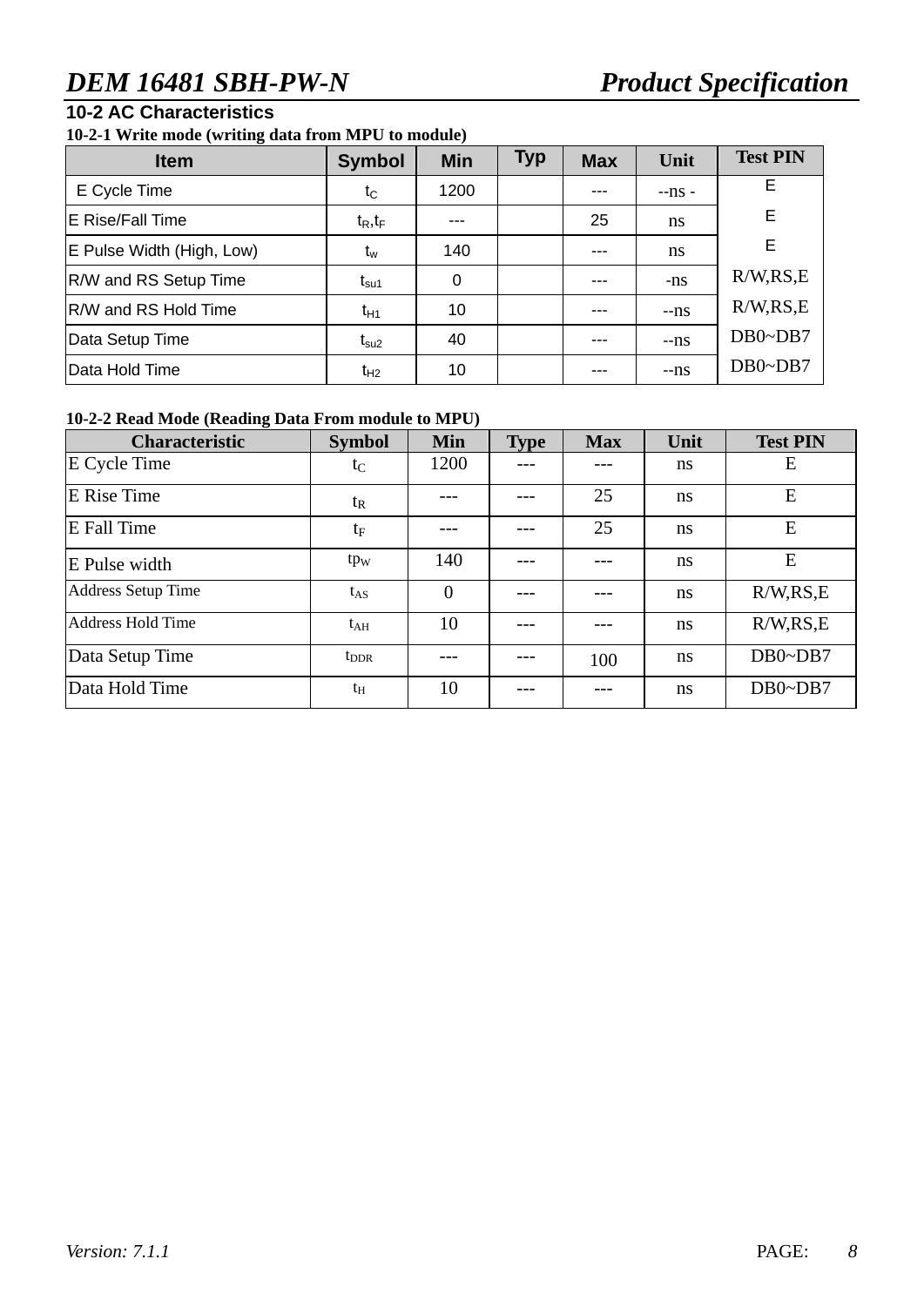## 10-2 AC Characteristics

### 10-2-1 Write mode (writing data from MPU to module)

| Item | Symbol | Min | Typ | Max | Unit | Test PIN |
|---|---|---|---|---|---|---|
| E Cycle Time | $t_C$ | 1200 | | --- | --ns - | E |
| E Rise/Fall Time | $t_R$,$t_F$ | --- | | 25 | ns | E |
| E Pulse Width (High, Low) | $t_w$ | 140 | | --- | ns | E |
| R/W and RS Setup Time | $t_{su1}$ | 0 | | --- | -ns | R/W,RS,E |
| R/W and RS Hold Time | $t_{H1}$ | 10 | | --- | --ns | R/W,RS,E |
| Data Setup Time | $t_{su2}$ | 40 | | --- | --ns | DB0~DB7 |
| Data Hold Time | $t_{H2}$ | 10 | | --- | --ns | DB0~DB7 |

### 10-2-2 Read Mode (Reading Data From module to MPU)

| Characteristic | Symbol | Min | Type | Max | Unit | Test PIN |
|---|---|---|---|---|---|---|
| E Cycle Time | $t_C$ | 1200 | --- | --- | ns | E |
| E Rise Time | $t_R$ | --- | --- | 25 | ns | E |
| E Fall Time | $t_F$ | --- | --- | 25 | ns | E |
| E Pulse width | $tp_W$ | 140 | --- | --- | ns | E |
| Address Setup Time | $t_{AS}$ | 0 | --- | --- | ns | R/W,RS,E |
| Address Hold Time | $t_{AH}$ | 10 | --- | --- | ns | R/W,RS,E |
| Data Setup Time | $t_{DDR}$ | --- | --- | 100 | ns | DB0~DB7 |
| Data Hold Time | $t_H$ | 10 | --- | --- | ns | DB0~DB7 |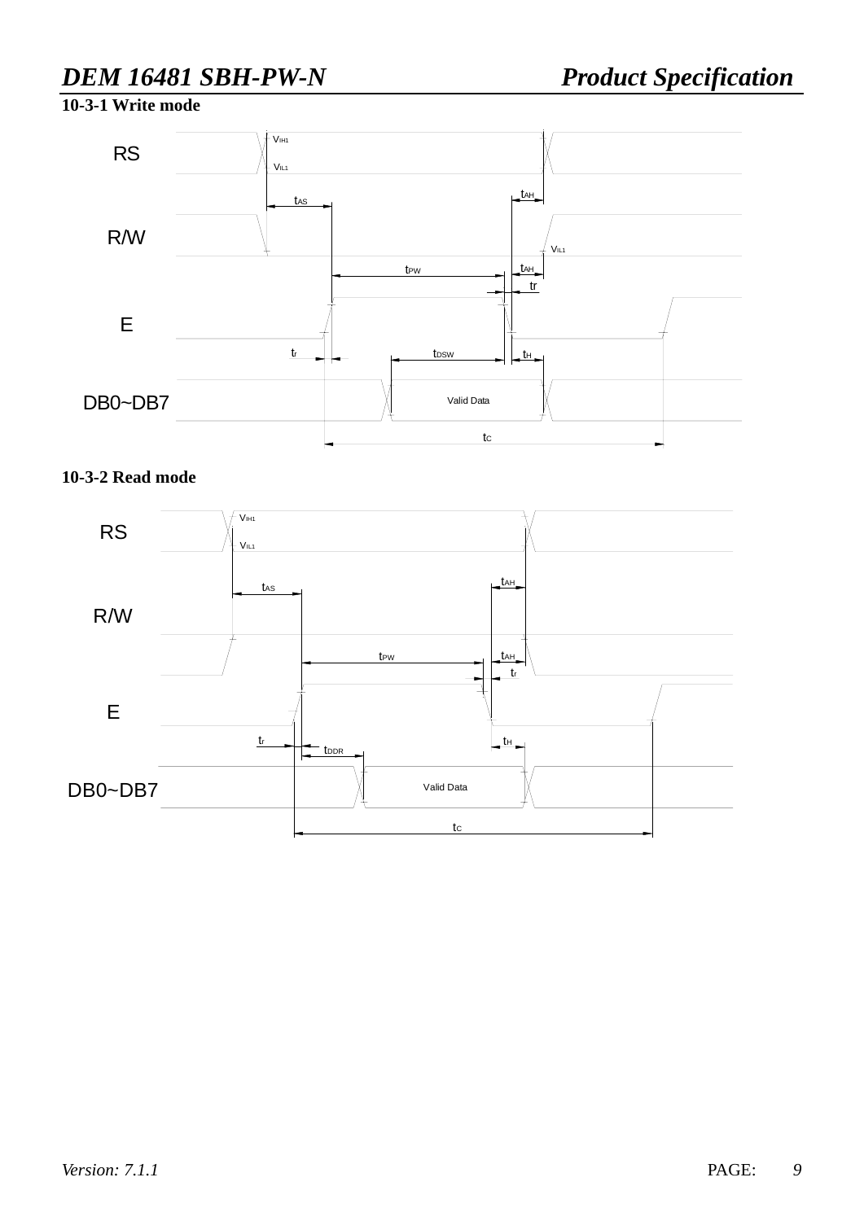#### 10-3-1 Write mode

RS

$V_{IH1}$

$V_{IL1}$

$t_{AS}$

$t_{AH}$

R/W

$V_{IL1}$

$t_{PW}$

$t_{AH}$

tr

E

$t_r$

$t_{DSW}$

$t_H$

DB0~DB7

Valid Data

$t_C$

#### 10-3-2 Read mode

RS

$V_{IH1}$

$V_{IL1}$

$t_{AS}$

$t_{AH}$

R/W

$t_{PW}$

$t_{AH}$

$t_r$

E

$t_r$

$t_{DDR}$

$t_H$

DB0~DB7

Valid Data

$t_C$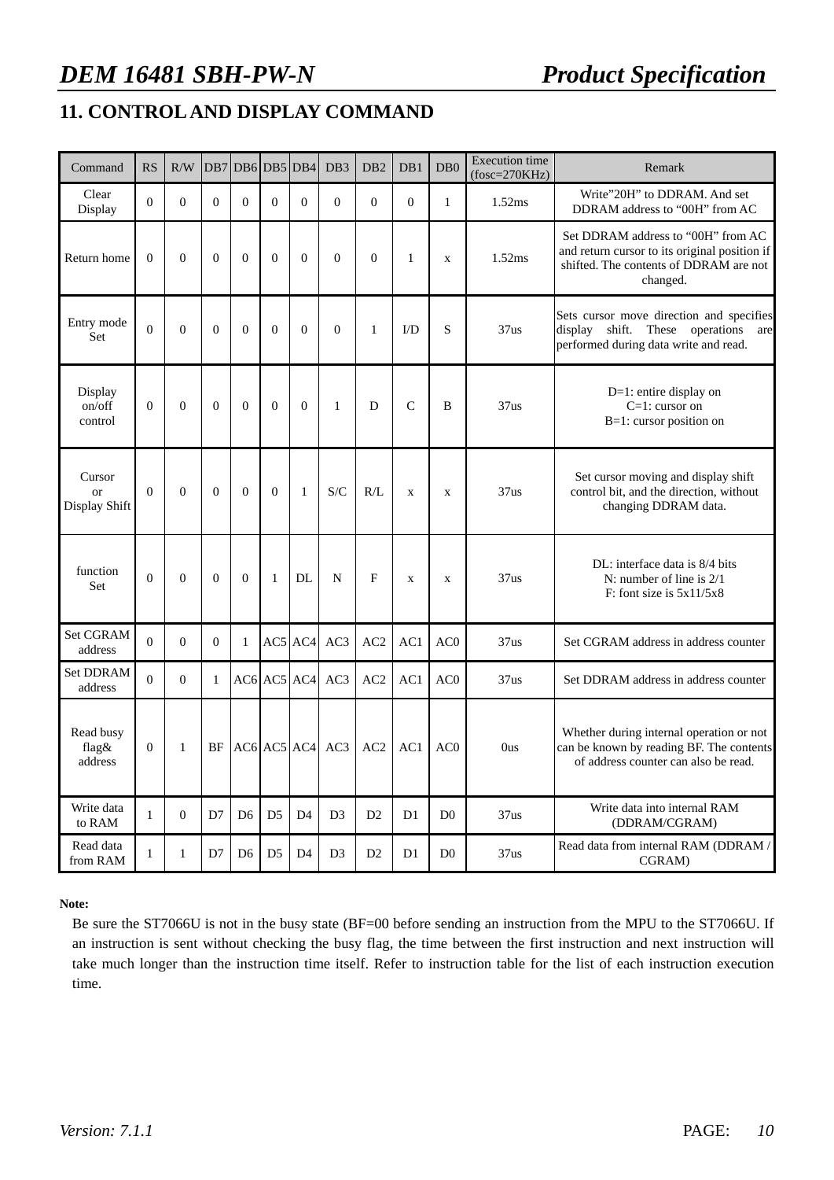## 11. CONTROL AND DISPLAY COMMAND

| Command | RS | R/W | DB7 | DB6 | DB5 | DB4 | DB3 | DB2 | DB1 | DB0 | Execution time (fosc=270KHz) | Remark |
|---|---|---|---|---|---|---|---|---|---|---|---|---|
| Clear Display | 0 | 0 | 0 | 0 | 0 | 0 | 0 | 0 | 0 | 1 | 1.52ms | Write"20H" to DDRAM. And set DDRAM address to "00H" from AC |
| Return home | 0 | 0 | 0 | 0 | 0 | 0 | 0 | 0 | 1 | x | 1.52ms | Set DDRAM address to "00H" from AC and return cursor to its original position if shifted. The contents of DDRAM are not changed. |
| Entry mode Set | 0 | 0 | 0 | 0 | 0 | 0 | 0 | 1 | I/D | S | 37us | Sets cursor move direction and specifies display shift. These operations are performed during data write and read. |
| Display on/off control | 0 | 0 | 0 | 0 | 0 | 0 | 1 | D | C | B | 37us | D=1: entire display on<br>C=1: cursor on<br>B=1: cursor position on |
| Cursor or Display Shift | 0 | 0 | 0 | 0 | 0 | 1 | S/C | R/L | x | x | 37us | Set cursor moving and display shift control bit, and the direction, without changing DDRAM data. |
| function Set | 0 | 0 | 0 | 0 | 1 | DL | N | F | x | x | 37us | DL: interface data is 8/4 bits<br>N: number of line is 2/1<br>F: font size is 5x11/5x8 |
| Set CGRAM address | 0 | 0 | 0 | 1 | AC5 | AC4 | AC3 | AC2 | AC1 | AC0 | 37us | Set CGRAM address in address counter |
| Set DDRAM address | 0 | 0 | 1 | AC6 | AC5 | AC4 | AC3 | AC2 | AC1 | AC0 | 37us | Set DDRAM address in address counter |
| Read busy flag& address | 0 | 1 | BF | AC6 | AC5 | AC4 | AC3 | AC2 | AC1 | AC0 | 0us | Whether during internal operation or not can be known by reading BF. The contents of address counter can also be read. |
| Write data to RAM | 1 | 0 | D7 | D6 | D5 | D4 | D3 | D2 | D1 | D0 | 37us | Write data into internal RAM (DDRAM/CGRAM) |
| Read data from RAM | 1 | 1 | D7 | D6 | D5 | D4 | D3 | D2 | D1 | D0 | 37us | Read data from internal RAM (DDRAM / CGRAM) |

**Note:**

Be sure the ST7066U is not in the busy state (BF=00 before sending an instruction from the MPU to the ST7066U. If an instruction is sent without checking the busy flag, the time between the first instruction and next instruction will take much longer than the instruction time itself. Refer to instruction table for the list of each instruction execution time.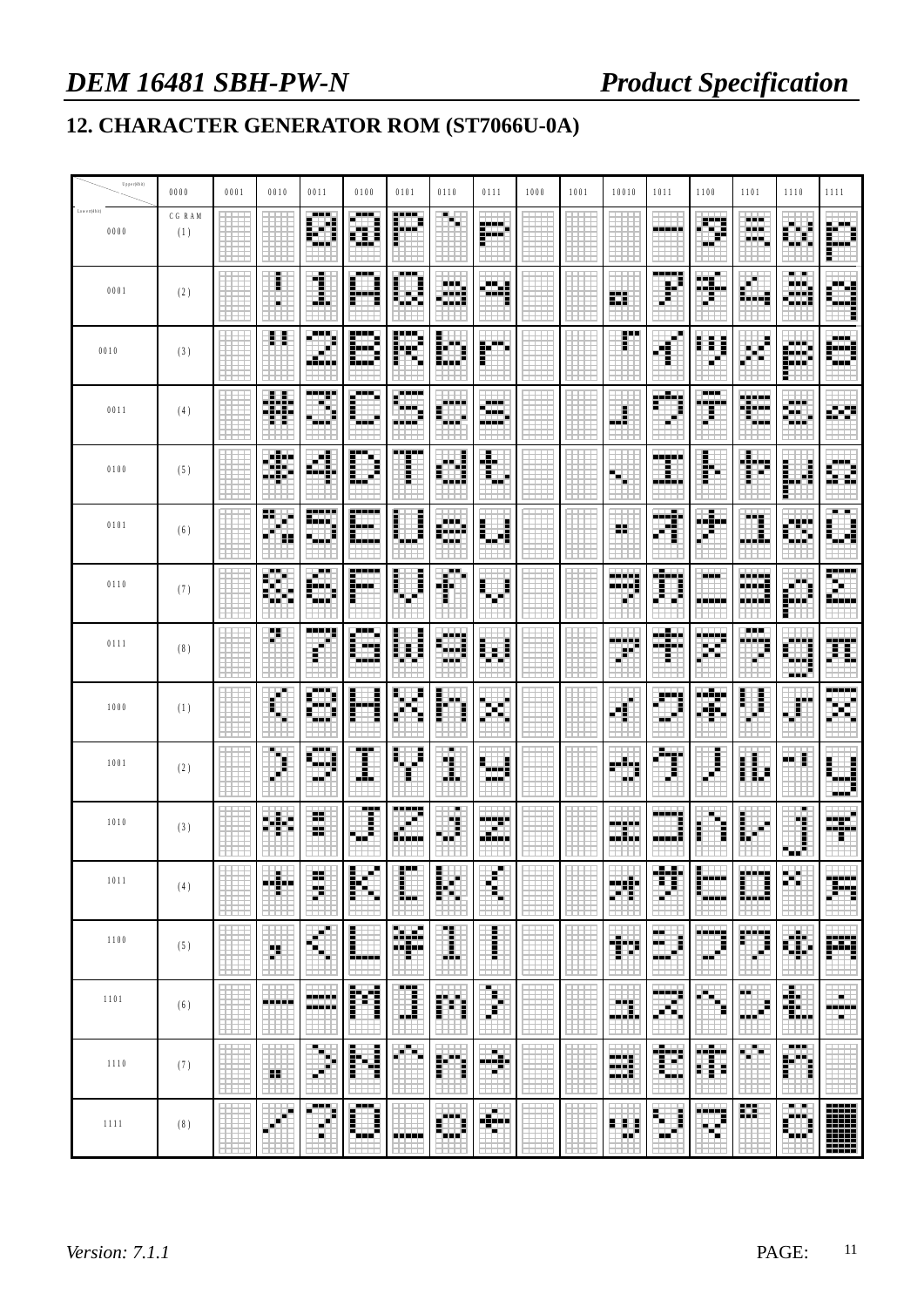## 12. CHARACTER GENERATOR ROM (ST7066U-0A)

| Lower(4bit) \ Upper(4bit) | 0000 | 0001 | 0010 | 0011 | 0100 | 0101 | 0110 | 0111 | 1000 | 1001 | 10010 | 1011 | 1100 | 1101 | 1110 | 1111 |
|---|---|---|---|---|---|---|---|---|---|---|---|---|---|---|---|---|
| 0000 | CG RAM (1) | | | 0 | @ | P | ` | p | | | | ー | タ | ミ | α | p |
| 0001 | (2) | | ! | 1 | A | Q | a | q | | | 。 | ア | チ | ム | ä | q |
| 0010 | (3) | | " | 2 | B | R | b | r | | | 「 | イ | ツ | メ | β | θ |
| 0011 | (4) | | # | 3 | C | S | c | s | | | 」 | ウ | テ | モ | ε | ∞ |
| 0100 | (5) | | $ | 4 | D | T | d | t | | | 、 | エ | ト | ヤ | μ | Ω |
| 0101 | (6) | | % | 5 | E | U | e | u | | | ・ | オ | ナ | ユ | σ | ü |
| 0110 | (7) | | & | 6 | F | V | f | v | | | ヲ | カ | ニ | ヨ | ρ | Σ |
| 0111 | (8) | | ' | 7 | G | W | g | w | | | ァ | キ | ヌ | ラ | g | π |
| 1000 | (1) | | ( | 8 | H | X | h | x | | | ィ | ク | ネ | リ | √ | x̄ |
| 1001 | (2) | | ) | 9 | I | Y | i | y | | | ゥ | ケ | ノ | ル | ⁻¹ | y |
| 1010 | (3) | | * | : | J | Z | j | z | | | ェ | コ | ハ | レ | j | 千 |
| 1011 | (4) | | + | ; | K | [ | k | { | | | ォ | サ | ヒ | ロ | × | 万 |
| 1100 | (5) | | , | < | L | ¥ | l | \| | | | ャ | シ | フ | ワ | ¢ | 円 |
| 1101 | (6) | | - | = | M | ] | m | } | | | ュ | ス | ヘ | ン | £ | ÷ |
| 1110 | (7) | | . | > | N | ^ | n | → | | | ョ | セ | ホ | ゛ | ñ | |
| 1111 | (8) | | / | ? | O | _ | o | ← | | | ッ | ソ | マ | ゜ | ö | █ |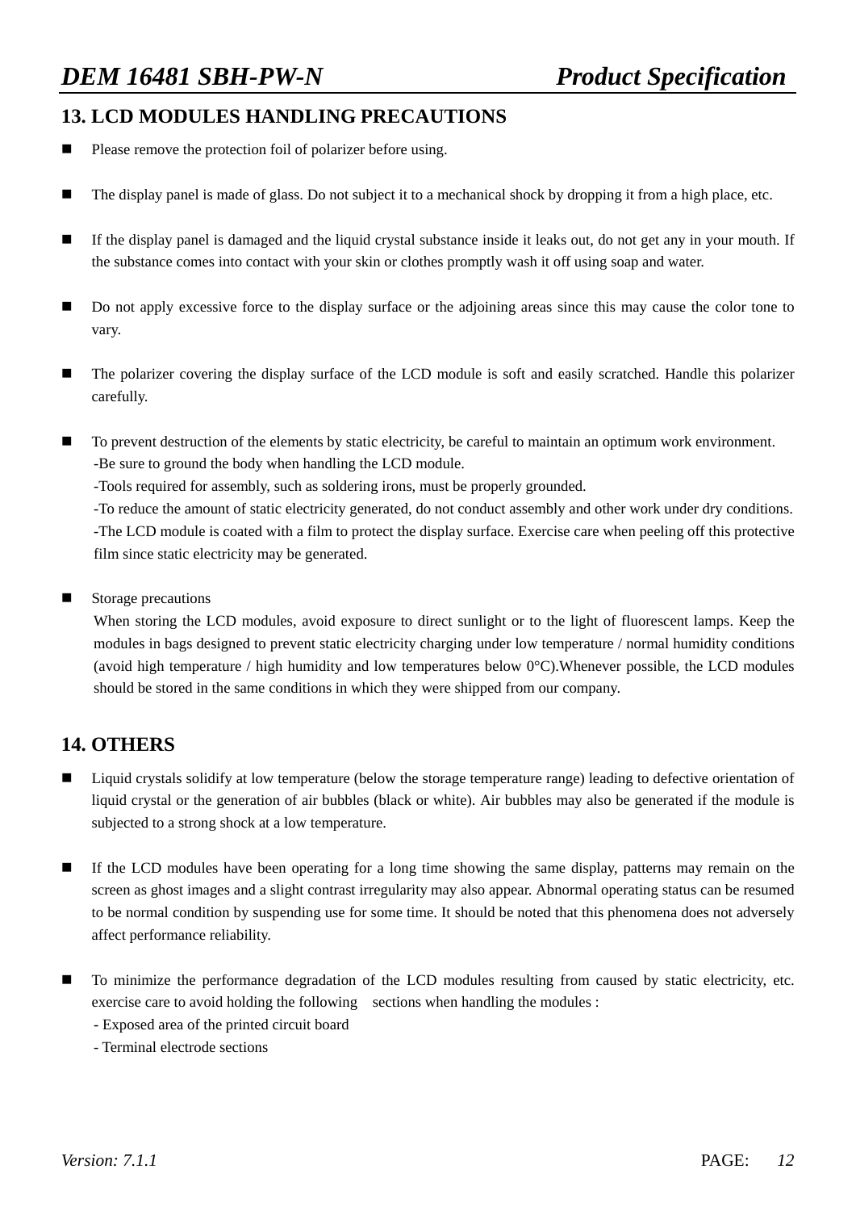## 13. LCD MODULES HANDLING PRECAUTIONS

- Please remove the protection foil of polarizer before using.

- The display panel is made of glass. Do not subject it to a mechanical shock by dropping it from a high place, etc.

- If the display panel is damaged and the liquid crystal substance inside it leaks out, do not get any in your mouth. If the substance comes into contact with your skin or clothes promptly wash it off using soap and water.

- Do not apply excessive force to the display surface or the adjoining areas since this may cause the color tone to vary.

- The polarizer covering the display surface of the LCD module is soft and easily scratched. Handle this polarizer carefully.

- To prevent destruction of the elements by static electricity, be careful to maintain an optimum work environment.
  -Be sure to ground the body when handling the LCD module.
  -Tools required for assembly, such as soldering irons, must be properly grounded.
  -To reduce the amount of static electricity generated, do not conduct assembly and other work under dry conditions.
  -The LCD module is coated with a film to protect the display surface. Exercise care when peeling off this protective film since static electricity may be generated.

- Storage precautions
  When storing the LCD modules, avoid exposure to direct sunlight or to the light of fluorescent lamps. Keep the modules in bags designed to prevent static electricity charging under low temperature / normal humidity conditions (avoid high temperature / high humidity and low temperatures below 0°C).Whenever possible, the LCD modules should be stored in the same conditions in which they were shipped from our company.

## 14. OTHERS

- Liquid crystals solidify at low temperature (below the storage temperature range) leading to defective orientation of liquid crystal or the generation of air bubbles (black or white). Air bubbles may also be generated if the module is subjected to a strong shock at a low temperature.

- If the LCD modules have been operating for a long time showing the same display, patterns may remain on the screen as ghost images and a slight contrast irregularity may also appear. Abnormal operating status can be resumed to be normal condition by suspending use for some time. It should be noted that this phenomena does not adversely affect performance reliability.

- To minimize the performance degradation of the LCD modules resulting from caused by static electricity, etc. exercise care to avoid holding the following sections when handling the modules :
  - Exposed area of the printed circuit board
  - Terminal electrode sections